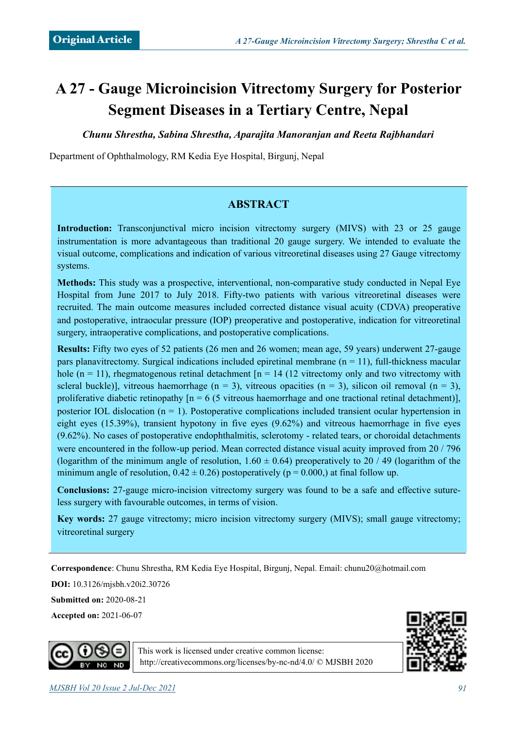Original Article

# A 27 - Gauge Microincision Vitrectomy Surgery for Posterior Segment Diseases in a Tertiary Centre, Nepal

*Chunu Shrestha, Sabina Shrestha, Aparajita Manoranjan and Reeta Rajbhandari*

Department of Ophthalmology, RM Kedia Eye Hospital, Birgunj, Nepal

## ABSTRACT

**Introduction:** Transconjunctival micro incision vitrectomy surgery (MIVS) with 23 or 25 gauge instrumentation is more advantageous than traditional 20 gauge surgery. We intended to evaluate the visual outcome, complications and indication of various vitreoretinal diseases using 27 Gauge vitrectomy systems.

**Methods:** This study was a prospective, interventional, non-comparative study conducted in Nepal Eye Hospital from June 2017 to July 2018. Fifty-two patients with various vitreoretinal diseases were recruited. The main outcome measures included corrected distance visual acuity (CDVA) preoperative and postoperative, intraocular pressure (IOP) preoperative and postoperative, indication for vitreoretinal surgery, intraoperative complications, and postoperative complications.

**Results:** Fifty two eyes of 52 patients (26 men and 26 women; mean age, 59 years) underwent 27-gauge pars planavitrectomy. Surgical indications included epiretinal membrane (n = 11), full-thickness macular hole (n = 11), rhegmatogenous retinal detachment [n = 14 (12 vitrectomy only and two vitrectomy with scleral buckle)], vitreous haemorrhage (n = 3), vitreous opacities (n = 3), silicon oil removal (n = 3), proliferative diabetic retinopathy [n = 6 (5 vitreous haemorrhage and one tractional retinal detachment)], posterior IOL dislocation (n = 1). Postoperative complications included transient ocular hypertension in eight eyes (15.39%), transient hypotony in five eyes (9.62%) and vitreous haemorrhage in five eyes (9.62%). No cases of postoperative endophthalmitis, sclerotomy - related tears, or choroidal detachments were encountered in the follow-up period. Mean corrected distance visual acuity improved from 20 / 796 (logarithm of the minimum angle of resolution, 1.60 ± 0.64) preoperatively to 20 / 49 (logarithm of the minimum angle of resolution, 0.42 ± 0.26) postoperatively (p = 0.000,) at final follow up.

**Conclusions:** 27-gauge micro-incision vitrectomy surgery was found to be a safe and effective suture-less surgery with favourable outcomes, in terms of vision.

**Key words:** 27 gauge vitrectomy; micro incision vitrectomy surgery (MIVS); small gauge vitrectomy; vitreoretinal surgery

**Correspondence**: Chunu Shrestha, RM Kedia Eye Hospital, Birgunj, Nepal. Email: chunu20@hotmail.com

**DOI:** 10.3126/mjsbh.v20i2.30726

**Submitted on:** 2020-08-21

**Accepted on:** 2021-06-07

This work is licensed under creative common license: http://creativecommons.org/licenses/by-nc-nd/4.0/ © MJSBH 2020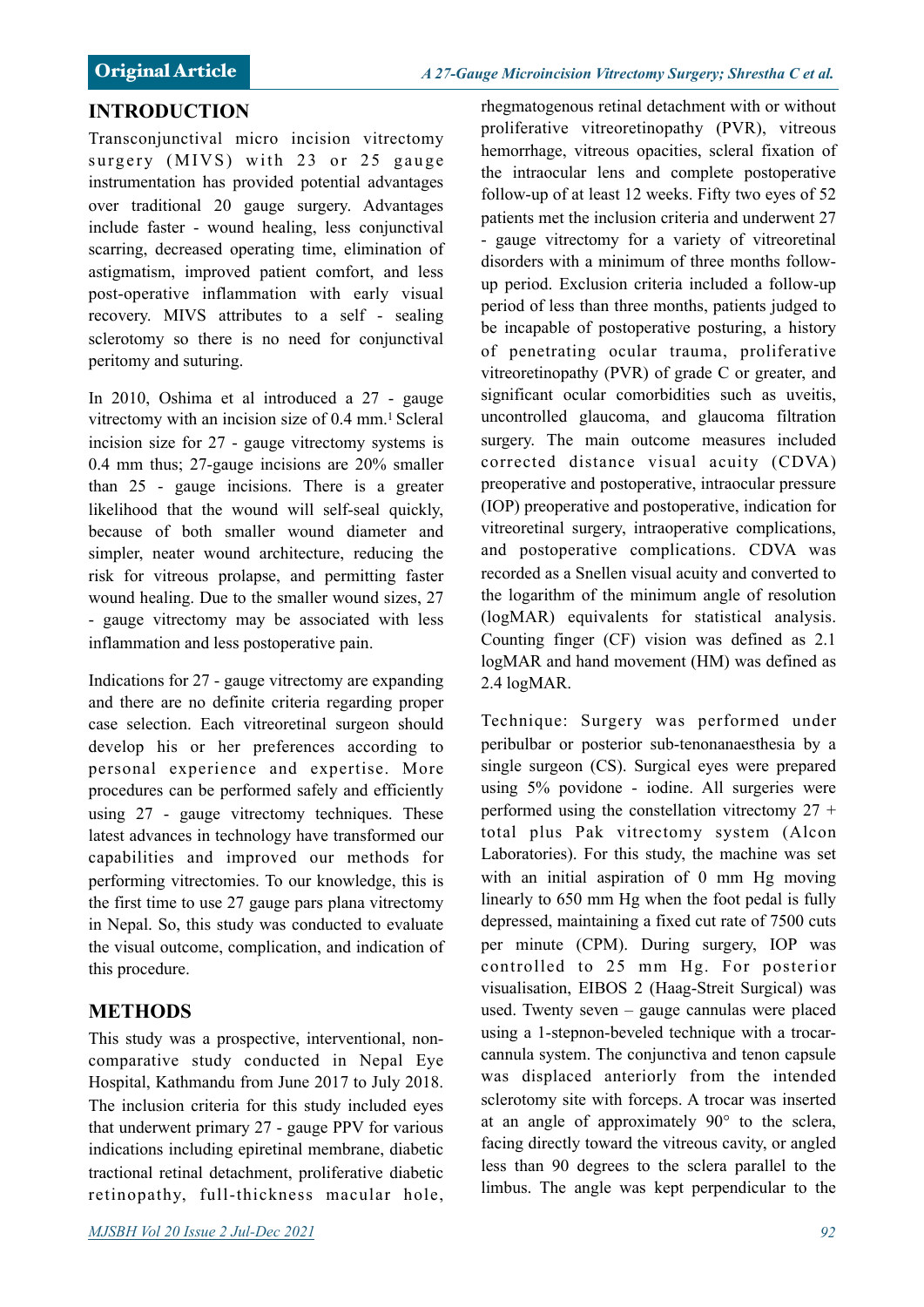## INTRODUCTION

Transconjunctival micro incision vitrectomy surgery (MIVS) with 23 or 25 gauge instrumentation has provided potential advantages over traditional 20 gauge surgery. Advantages include faster - wound healing, less conjunctival scarring, decreased operating time, elimination of astigmatism, improved patient comfort, and less post-operative inflammation with early visual recovery. MIVS attributes to a self - sealing sclerotomy so there is no need for conjunctival peritomy and suturing.

In 2010, Oshima et al introduced a 27 - gauge vitrectomy with an incision size of 0.4 mm.[1] Scleral incision size for 27 - gauge vitrectomy systems is 0.4 mm thus; 27-gauge incisions are 20% smaller than 25 - gauge incisions. There is a greater likelihood that the wound will self-seal quickly, because of both smaller wound diameter and simpler, neater wound architecture, reducing the risk for vitreous prolapse, and permitting faster wound healing. Due to the smaller wound sizes, 27 - gauge vitrectomy may be associated with less inflammation and less postoperative pain.

Indications for 27 - gauge vitrectomy are expanding and there are no definite criteria regarding proper case selection. Each vitreoretinal surgeon should develop his or her preferences according to personal experience and expertise. More procedures can be performed safely and efficiently using 27 - gauge vitrectomy techniques. These latest advances in technology have transformed our capabilities and improved our methods for performing vitrectomies. To our knowledge, this is the first time to use 27 gauge pars plana vitrectomy in Nepal. So, this study was conducted to evaluate the visual outcome, complication, and indication of this procedure.

## METHODS

This study was a prospective, interventional, non-comparative study conducted in Nepal Eye Hospital, Kathmandu from June 2017 to July 2018. The inclusion criteria for this study included eyes that underwent primary 27 - gauge PPV for various indications including epiretinal membrane, diabetic tractional retinal detachment, proliferative diabetic retinopathy, full-thickness macular hole, rhegmatogenous retinal detachment with or without proliferative vitreoretinopathy (PVR), vitreous hemorrhage, vitreous opacities, scleral fixation of the intraocular lens and complete postoperative follow-up of at least 12 weeks. Fifty two eyes of 52 patients met the inclusion criteria and underwent 27 - gauge vitrectomy for a variety of vitreoretinal disorders with a minimum of three months follow-up period. Exclusion criteria included a follow-up period of less than three months, patients judged to be incapable of postoperative posturing, a history of penetrating ocular trauma, proliferative vitreoretinopathy (PVR) of grade C or greater, and significant ocular comorbidities such as uveitis, uncontrolled glaucoma, and glaucoma filtration surgery. The main outcome measures included corrected distance visual acuity (CDVA) preoperative and postoperative, intraocular pressure (IOP) preoperative and postoperative, indication for vitreoretinal surgery, intraoperative complications, and postoperative complications. CDVA was recorded as a Snellen visual acuity and converted to the logarithm of the minimum angle of resolution (logMAR) equivalents for statistical analysis. Counting finger (CF) vision was defined as 2.1 logMAR and hand movement (HM) was defined as 2.4 logMAR.

Technique: Surgery was performed under peribulbar or posterior sub-tenonanaesthesia by a single surgeon (CS). Surgical eyes were prepared using 5% povidone - iodine. All surgeries were performed using the constellation vitrectomy 27 + total plus Pak vitrectomy system (Alcon Laboratories). For this study, the machine was set with an initial aspiration of 0 mm Hg moving linearly to 650 mm Hg when the foot pedal is fully depressed, maintaining a fixed cut rate of 7500 cuts per minute (CPM). During surgery, IOP was controlled to 25 mm Hg. For posterior visualisation, EIBOS 2 (Haag-Streit Surgical) was used. Twenty seven – gauge cannulas were placed using a 1-stepnon-beveled technique with a trocar-cannula system. The conjunctiva and tenon capsule was displaced anteriorly from the intended sclerotomy site with forceps. A trocar was inserted at an angle of approximately 90° to the sclera, facing directly toward the vitreous cavity, or angled less than 90 degrees to the sclera parallel to the limbus. The angle was kept perpendicular to the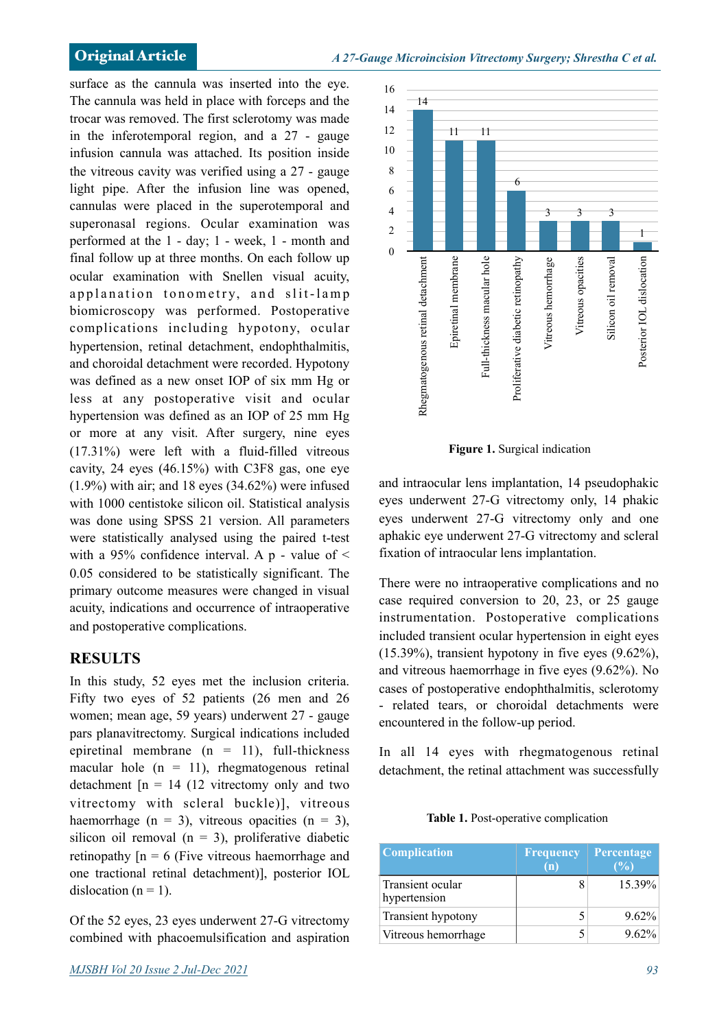surface as the cannula was inserted into the eye. The cannula was held in place with forceps and the trocar was removed. The first sclerotomy was made in the inferotemporal region, and a 27 - gauge infusion cannula was attached. Its position inside the vitreous cavity was verified using a 27 - gauge light pipe. After the infusion line was opened, cannulas were placed in the superotemporal and superonasal regions. Ocular examination was performed at the 1 - day; 1 - week, 1 - month and final follow up at three months. On each follow up ocular examination with Snellen visual acuity, applanation tonometry, and slit-lamp biomicroscopy was performed. Postoperative complications including hypotony, ocular hypertension, retinal detachment, endophthalmitis, and choroidal detachment were recorded. Hypotony was defined as a new onset IOP of six mm Hg or less at any postoperative visit and ocular hypertension was defined as an IOP of 25 mm Hg or more at any visit. After surgery, nine eyes (17.31%) were left with a fluid-filled vitreous cavity, 24 eyes (46.15%) with C3F8 gas, one eye (1.9%) with air; and 18 eyes (34.62%) were infused with 1000 centistoke silicon oil. Statistical analysis was done using SPSS 21 version. All parameters were statistically analysed using the paired t-test with a 95% confidence interval. A p - value of < 0.05 considered to be statistically significant. The primary outcome measures were changed in visual acuity, indications and occurrence of intraoperative and postoperative complications.

## RESULTS

In this study, 52 eyes met the inclusion criteria. Fifty two eyes of 52 patients (26 men and 26 women; mean age, 59 years) underwent 27 - gauge pars planavitrectomy. Surgical indications included epiretinal membrane (n = 11), full-thickness macular hole (n = 11), rhegmatogenous retinal detachment [n = 14 (12 vitrectomy only and two vitrectomy with scleral buckle)], vitreous haemorrhage (n = 3), vitreous opacities (n = 3), silicon oil removal (n = 3), proliferative diabetic retinopathy [n = 6 (Five vitreous haemorrhage and one tractional retinal detachment)], posterior IOL dislocation (n = 1).

Of the 52 eyes, 23 eyes underwent 27-G vitrectomy combined with phacoemulsification and aspiration and intraocular lens implantation, 14 pseudophakic eyes underwent 27-G vitrectomy only, 14 phakic eyes underwent 27-G vitrectomy only and one aphakic eye underwent 27-G vitrectomy and scleral fixation of intraocular lens implantation.

| Surgical indication | n |
|---|---|
| Rhegmatogenous retinal detachment | 14 |
| Epiretinal membrane | 11 |
| Full-thickness macular hole | 11 |
| Proliferative diabetic retinopathy | 6 |
| Vitreous hemorrhage | 3 |
| Vitreous opacities | 3 |
| Silicon oil removal | 3 |
| Posterior IOL dislocation | 1 |

**Figure 1.** Surgical indication

There were no intraoperative complications and no case required conversion to 20, 23, or 25 gauge instrumentation. Postoperative complications included transient ocular hypertension in eight eyes (15.39%), transient hypotony in five eyes (9.62%), and vitreous haemorrhage in five eyes (9.62%). No cases of postoperative endophthalmitis, sclerotomy - related tears, or choroidal detachments were encountered in the follow-up period.

In all 14 eyes with rhegmatogenous retinal detachment, the retinal attachment was successfully

**Table 1.** Post-operative complication

| Complication | Frequency (n) | Percentage (%) |
|---|---|---|
| Transient ocular hypertension | 8 | 15.39% |
| Transient hypotony | 5 | 9.62% |
| Vitreous hemorrhage | 5 | 9.62% |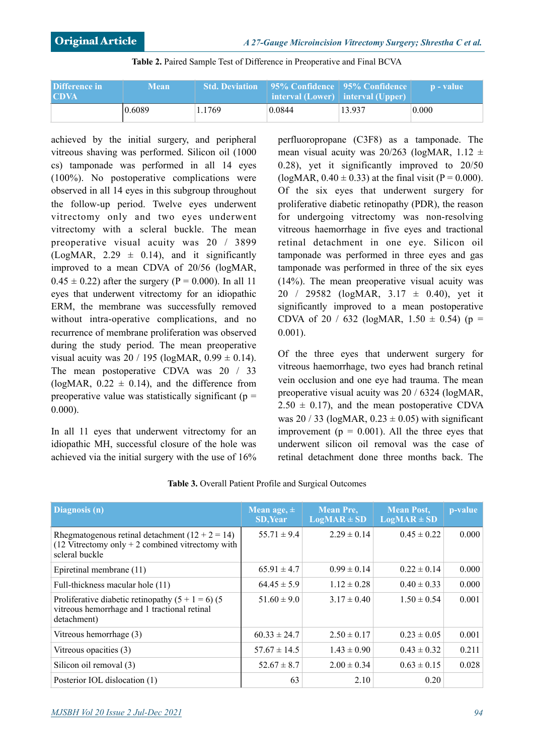**Table 2.** Paired Sample Test of Difference in Preoperative and Final BCVA

| Difference in CDVA | Mean | Std. Deviation | 95% Confidence interval (Lower) | 95% Confidence interval (Upper) | p - value |
|---|---|---|---|---|---|
| | 0.6089 | 1.1769 | 0.0844 | 13.937 | 0.000 |

achieved by the initial surgery, and peripheral vitreous shaving was performed. Silicon oil (1000 cs) tamponade was performed in all 14 eyes (100%). No postoperative complications were observed in all 14 eyes in this subgroup throughout the follow-up period. Twelve eyes underwent vitrectomy only and two eyes underwent vitrectomy with a scleral buckle. The mean preoperative visual acuity was 20 / 3899 (LogMAR, 2.29 ± 0.14), and it significantly improved to a mean CDVA of 20/56 (logMAR, 0.45 ± 0.22) after the surgery (P = 0.000). In all 11 eyes that underwent vitrectomy for an idiopathic ERM, the membrane was successfully removed without intra-operative complications, and no recurrence of membrane proliferation was observed during the study period. The mean preoperative visual acuity was 20 / 195 (logMAR, 0.99 ± 0.14). The mean postoperative CDVA was 20 / 33 (logMAR, 0.22 ± 0.14), and the difference from preoperative value was statistically significant (p = 0.000).

In all 11 eyes that underwent vitrectomy for an idiopathic MH, successful closure of the hole was achieved via the initial surgery with the use of 16% perfluoropropane (C3F8) as a tamponade. The mean visual acuity was 20/263 (logMAR, 1.12 ± 0.28), yet it significantly improved to 20/50 (logMAR, 0.40 ± 0.33) at the final visit (P = 0.000). Of the six eyes that underwent surgery for proliferative diabetic retinopathy (PDR), the reason for undergoing vitrectomy was non-resolving vitreous haemorrhage in five eyes and tractional retinal detachment in one eye. Silicon oil tamponade was performed in three eyes and gas tamponade was performed in three of the six eyes (14%). The mean preoperative visual acuity was 20 / 29582 (logMAR, 3.17 ± 0.40), yet it significantly improved to a mean postoperative CDVA of 20 / 632 (logMAR, 1.50 ± 0.54) (p = 0.001).

Of the three eyes that underwent surgery for vitreous haemorrhage, two eyes had branch retinal vein occlusion and one eye had trauma. The mean preoperative visual acuity was 20 / 6324 (logMAR, 2.50 ± 0.17), and the mean postoperative CDVA was 20 / 33 (logMAR, 0.23 ± 0.05) with significant improvement (p = 0.001). All the three eyes that underwent silicon oil removal was the case of retinal detachment done three months back. The

**Table 3.** Overall Patient Profile and Surgical Outcomes

| Diagnosis (n) | Mean age, ± SD,Year | Mean Pre, LogMAR ± SD | Mean Post, LogMAR ± SD | p-value |
|---|---|---|---|---|
| Rhegmatogenous retinal detachment (12 + 2 = 14) (12 Vitrectomy only + 2 combined vitrectomy with scleral buckle | 55.71 ± 9.4 | 2.29 ± 0.14 | 0.45 ± 0.22 | 0.000 |
| Epiretinal membrane (11) | 65.91 ± 4.7 | 0.99 ± 0.14 | 0.22 ± 0.14 | 0.000 |
| Full-thickness macular hole (11) | 64.45 ± 5.9 | 1.12 ± 0.28 | 0.40 ± 0.33 | 0.000 |
| Proliferative diabetic retinopathy (5 + 1 = 6) (5 vitreous hemorrhage and 1 tractional retinal detachment) | 51.60 ± 9.0 | 3.17 ± 0.40 | 1.50 ± 0.54 | 0.001 |
| Vitreous hemorrhage (3) | 60.33 ± 24.7 | 2.50 ± 0.17 | 0.23 ± 0.05 | 0.001 |
| Vitreous opacities (3) | 57.67 ± 14.5 | 1.43 ± 0.90 | 0.43 ± 0.32 | 0.211 |
| Silicon oil removal (3) | 52.67 ± 8.7 | 2.00 ± 0.34 | 0.63 ± 0.15 | 0.028 |
| Posterior IOL dislocation (1) | 63 | 2.10 | 0.20 | |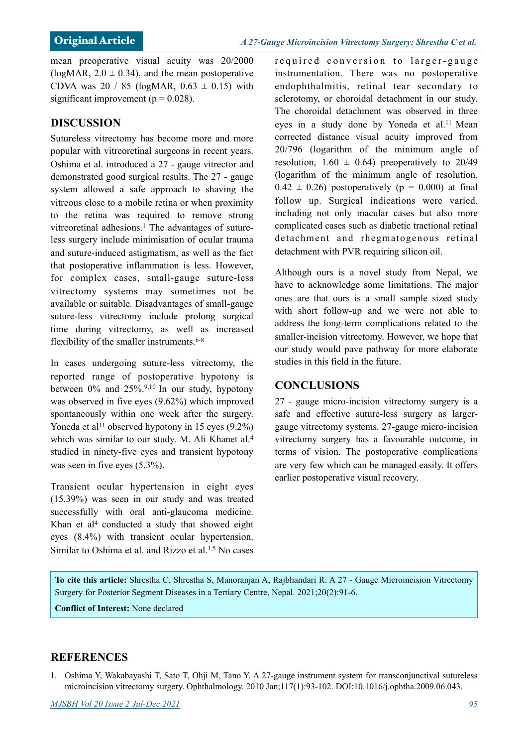mean preoperative visual acuity was 20/2000 (logMAR, $2.0 \pm 0.34$), and the mean postoperative CDVA was 20 / 85 (logMAR, $0.63 \pm 0.15$) with significant improvement ($p = 0.028$).

## DISCUSSION

Sutureless vitrectomy has become more and more popular with vitreoretinal surgeons in recent years. Oshima et al. introduced a 27 - gauge vitrector and demonstrated good surgical results. The 27 - gauge system allowed a safe approach to shaving the vitreous close to a mobile retina or when proximity to the retina was required to remove strong vitreoretinal adhesions.[1] The advantages of suture-less surgery include minimisation of ocular trauma and suture-induced astigmatism, as well as the fact that postoperative inflammation is less. However, for complex cases, small-gauge suture-less vitrectomy systems may sometimes not be available or suitable. Disadvantages of small-gauge suture-less vitrectomy include prolong surgical time during vitrectomy, as well as increased flexibility of the smaller instruments.[6-8]

In cases undergoing suture-less vitrectomy, the reported range of postoperative hypotony is between 0% and 25%.[9,10] In our study, hypotony was observed in five eyes (9.62%) which improved spontaneously within one week after the surgery. Yoneda et al[11] observed hypotony in 15 eyes (9.2%) which was similar to our study. M. Ali Khanet al.[4] studied in ninety-five eyes and transient hypotony was seen in five eyes (5.3%).

Transient ocular hypertension in eight eyes (15.39%) was seen in our study and was treated successfully with oral anti-glaucoma medicine. Khan et al[4] conducted a study that showed eight eyes (8.4%) with transient ocular hypertension. Similar to Oshima et al. and Rizzo et al.[1,5] No cases required conversion to larger-gauge instrumentation. There was no postoperative endophthalmitis, retinal tear secondary to sclerotomy, or choroidal detachment in our study. The choroidal detachment was observed in three eyes in a study done by Yoneda et al.[11] Mean corrected distance visual acuity improved from 20/796 (logarithm of the minimum angle of resolution, $1.60 \pm 0.64$) preoperatively to 20/49 (logarithm of the minimum angle of resolution, $0.42 \pm 0.26$) postoperatively ($p = 0.000$) at final follow up. Surgical indications were varied, including not only macular cases but also more complicated cases such as diabetic tractional retinal detachment and rhegmatogenous retinal detachment with PVR requiring silicon oil.

Although ours is a novel study from Nepal, we have to acknowledge some limitations. The major ones are that ours is a small sample sized study with short follow-up and we were not able to address the long-term complications related to the smaller-incision vitrectomy. However, we hope that our study would pave pathway for more elaborate studies in this field in the future.

## CONCLUSIONS

27 - gauge micro-incision vitrectomy surgery is a safe and effective suture-less surgery as larger-gauge vitrectomy systems. 27-gauge micro-incision vitrectomy surgery has a favourable outcome, in terms of vision. The postoperative complications are very few which can be managed easily. It offers earlier postoperative visual recovery.

**To cite this article:** Shrestha C, Shrestha S, Manoranjan A, Rajbhandari R. A 27 - Gauge Microincision Vitrectomy Surgery for Posterior Segment Diseases in a Tertiary Centre, Nepal. 2021;20(2):91-6.

**Conflict of Interest:** None declared

## REFERENCES

1. Oshima Y, Wakabayashi T, Sato T, Ohji M, Tano Y. A 27-gauge instrument system for transconjunctival sutureless microincision vitrectomy surgery. Ophthalmology. 2010 Jan;117(1):93-102. DOI:10.1016/j.ophtha.2009.06.043.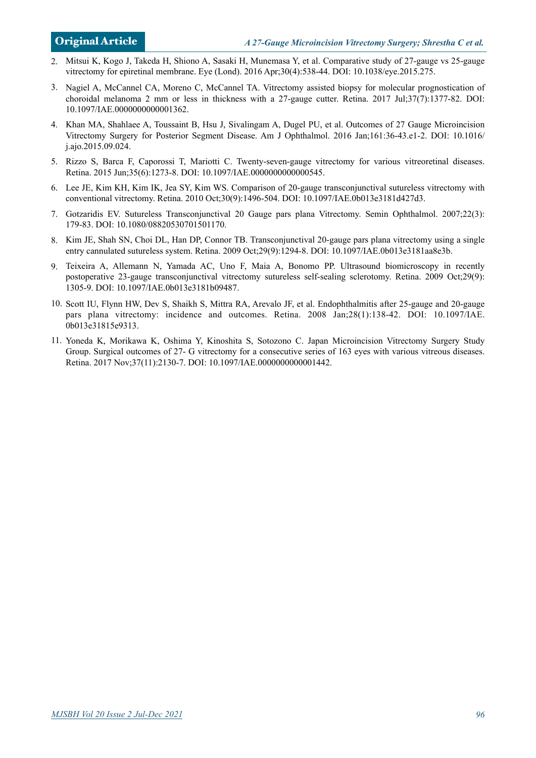2. Mitsui K, Kogo J, Takeda H, Shiono A, Sasaki H, Munemasa Y, et al. Comparative study of 27-gauge vs 25-gauge vitrectomy for epiretinal membrane. Eye (Lond). 2016 Apr;30(4):538-44. DOI: 10.1038/eye.2015.275.
3. Nagiel A, McCannel CA, Moreno C, McCannel TA. Vitrectomy assisted biopsy for molecular prognostication of choroidal melanoma 2 mm or less in thickness with a 27-gauge cutter. Retina. 2017 Jul;37(7):1377-82. DOI: 10.1097/IAE.0000000000001362.
4. Khan MA, Shahlaee A, Toussaint B, Hsu J, Sivalingam A, Dugel PU, et al. Outcomes of 27 Gauge Microincision Vitrectomy Surgery for Posterior Segment Disease. Am J Ophthalmol. 2016 Jan;161:36-43.e1-2. DOI: 10.1016/j.ajo.2015.09.024.
5. Rizzo S, Barca F, Caporossi T, Mariotti C. Twenty-seven-gauge vitrectomy for various vitreoretinal diseases. Retina. 2015 Jun;35(6):1273-8. DOI: 10.1097/IAE.0000000000000545.
6. Lee JE, Kim KH, Kim IK, Jea SY, Kim WS. Comparison of 20-gauge transconjunctival sutureless vitrectomy with conventional vitrectomy. Retina. 2010 Oct;30(9):1496-504. DOI: 10.1097/IAE.0b013e3181d427d3.
7. Gotzaridis EV. Sutureless Transconjunctival 20 Gauge pars plana Vitrectomy. Semin Ophthalmol. 2007;22(3): 179-83. DOI: 10.1080/08820530701501170.
8. Kim JE, Shah SN, Choi DL, Han DP, Connor TB. Transconjunctival 20-gauge pars plana vitrectomy using a single entry cannulated sutureless system. Retina. 2009 Oct;29(9):1294-8. DOI: 10.1097/IAE.0b013e3181aa8e3b.
9. Teixeira A, Allemann N, Yamada AC, Uno F, Maia A, Bonomo PP. Ultrasound biomicroscopy in recently postoperative 23-gauge transconjunctival vitrectomy sutureless self-sealing sclerotomy. Retina. 2009 Oct;29(9): 1305-9. DOI: 10.1097/IAE.0b013e3181b09487.
10. Scott IU, Flynn HW, Dev S, Shaikh S, Mittra RA, Arevalo JF, et al. Endophthalmitis after 25-gauge and 20-gauge pars plana vitrectomy: incidence and outcomes. Retina. 2008 Jan;28(1):138-42. DOI: 10.1097/IAE.0b013e31815e9313.
11. Yoneda K, Morikawa K, Oshima Y, Kinoshita S, Sotozono C. Japan Microincision Vitrectomy Surgery Study Group. Surgical outcomes of 27- G vitrectomy for a consecutive series of 163 eyes with various vitreous diseases. Retina. 2017 Nov;37(11):2130-7. DOI: 10.1097/IAE.0000000000001442.